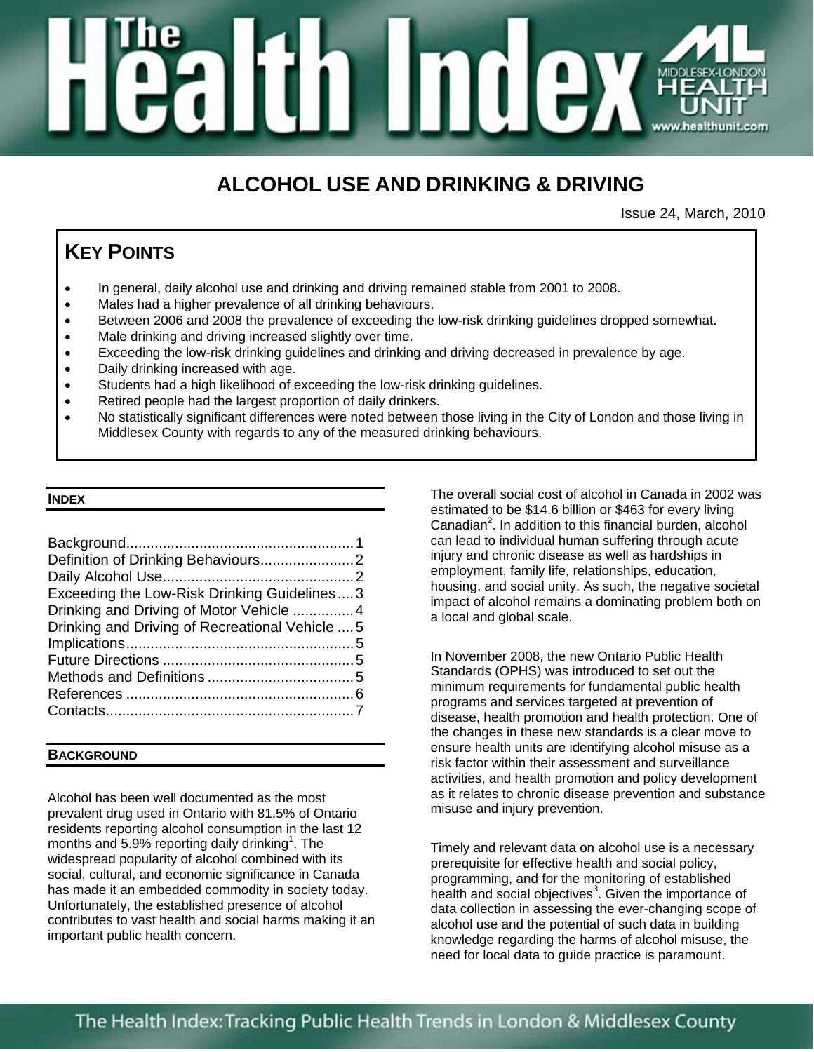# ALCOHOL USE AND DRINKING & DRIVING

Issue 24, March, 2010

## KEY POINTS

- In general, daily alcohol use and drinking and driving remained stable from 2001 to 2008.
- Males had a higher prevalence of all drinking behaviours.
- Between 2006 and 2008 the prevalence of exceeding the low-risk drinking guidelines dropped somewhat.
- Male drinking and driving increased slightly over time.
- Exceeding the low-risk drinking guidelines and drinking and driving decreased in prevalence by age.
- Daily drinking increased with age.
- Students had a high likelihood of exceeding the low-risk drinking guidelines.
- Retired people had the largest proportion of daily drinkers.
- No statistically significant differences were noted between those living in the City of London and those living in Middlesex County with regards to any of the measured drinking behaviours.

## INDEX

- Background........................................................1
- Definition of Drinking Behaviours.......................2
- Daily Alcohol Use...............................................2
- Exceeding the Low-Risk Drinking Guidelines....3
- Drinking and Driving of Motor Vehicle ...............4
- Drinking and Driving of Recreational Vehicle ....5
- Implications........................................................5
- Future Directions ...............................................5
- Methods and Definitions ....................................5
- References ........................................................6
- Contacts.............................................................7

## BACKGROUND

Alcohol has been well documented as the most prevalent drug used in Ontario with 81.5% of Ontario residents reporting alcohol consumption in the last 12 months and 5.9% reporting daily drinking[1]. The widespread popularity of alcohol combined with its social, cultural, and economic significance in Canada has made it an embedded commodity in society today. Unfortunately, the established presence of alcohol contributes to vast health and social harms making it an important public health concern.

The overall social cost of alcohol in Canada in 2002 was estimated to be $14.6 billion or $463 for every living Canadian[2]. In addition to this financial burden, alcohol can lead to individual human suffering through acute injury and chronic disease as well as hardships in employment, family life, relationships, education, housing, and social unity. As such, the negative societal impact of alcohol remains a dominating problem both on a local and global scale.

In November 2008, the new Ontario Public Health Standards (OPHS) was introduced to set out the minimum requirements for fundamental public health programs and services targeted at prevention of disease, health promotion and health protection. One of the changes in these new standards is a clear move to ensure health units are identifying alcohol misuse as a risk factor within their assessment and surveillance activities, and health promotion and policy development as it relates to chronic disease prevention and substance misuse and injury prevention.

Timely and relevant data on alcohol use is a necessary prerequisite for effective health and social policy, programming, and for the monitoring of established health and social objectives[3]. Given the importance of data collection in assessing the ever-changing scope of alcohol use and the potential of such data in building knowledge regarding the harms of alcohol misuse, the need for local data to guide practice is paramount.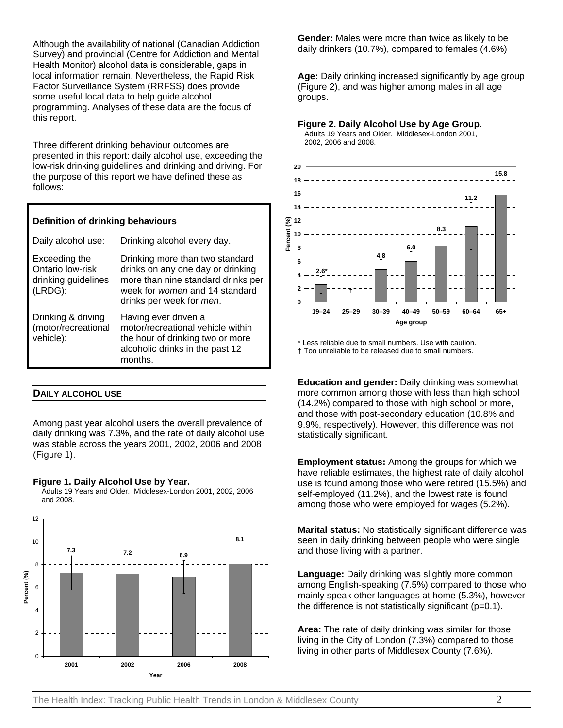Although the availability of national (Canadian Addiction Survey) and provincial (Centre for Addiction and Mental Health Monitor) alcohol data is considerable, gaps in local information remain. Nevertheless, the Rapid Risk Factor Surveillance System (RRFSS) does provide some useful local data to help guide alcohol programming. Analyses of these data are the focus of this report.

Three different drinking behaviour outcomes are presented in this report: daily alcohol use, exceeding the low-risk drinking guidelines and drinking and driving. For the purpose of this report we have defined these as follows:

| Definition of drinking behaviours | |
|---|---|
| Daily alcohol use: | Drinking alcohol every day. |
| Exceeding the Ontario low-risk drinking guidelines (LRDG): | Drinking more than two standard drinks on any one day or drinking more than nine standard drinks per week for *women* and 14 standard drinks per week for *men*. |
| Drinking & driving (motor/recreational vehicle): | Having ever driven a motor/recreational vehicle within the hour of drinking two or more alcoholic drinks in the past 12 months. |

## DAILY ALCOHOL USE

Among past year alcohol users the overall prevalence of daily drinking was 7.3%, and the rate of daily alcohol use was stable across the years 2001, 2002, 2006 and 2008 (Figure 1).

**Figure 1. Daily Alcohol Use by Year.**
Adults 19 Years and Older. Middlesex-London 2001, 2002, 2006 and 2008.

| Year | Percent (%) |
|---|---|
| 2001 | 7.3 |
| 2002 | 7.2 |
| 2006 | 6.9 |
| 2008 | 8.1 |

**Gender:** Males were more than twice as likely to be daily drinkers (10.7%), compared to females (4.6%)

**Age:** Daily drinking increased significantly by age group (Figure 2), and was higher among males in all age groups.

**Figure 2. Daily Alcohol Use by Age Group.**
Adults 19 Years and Older. Middlesex-London 2001, 2002, 2006 and 2008.

| Age group | Percent (%) |
|---|---|
| 19–24 | 2.6* |
| 25–29 | † |
| 30–39 | 4.8 |
| 40–49 | 6.0 |
| 50–59 | 8.3 |
| 60–64 | 11.2 |
| 65+ | 15.8 |

\* Less reliable due to small numbers. Use with caution.
† Too unreliable to be released due to small numbers.

**Education and gender:** Daily drinking was somewhat more common among those with less than high school (14.2%) compared to those with high school or more, and those with post-secondary education (10.8% and 9.9%, respectively). However, this difference was not statistically significant.

**Employment status:** Among the groups for which we have reliable estimates, the highest rate of daily alcohol use is found among those who were retired (15.5%) and self-employed (11.2%), and the lowest rate is found among those who were employed for wages (5.2%).

**Marital status:** No statistically significant difference was seen in daily drinking between people who were single and those living with a partner.

**Language:** Daily drinking was slightly more common among English-speaking (7.5%) compared to those who mainly speak other languages at home (5.3%), however the difference is not statistically significant ($p=0.1$).

**Area:** The rate of daily drinking was similar for those living in the City of London (7.3%) compared to those living in other parts of Middlesex County (7.6%).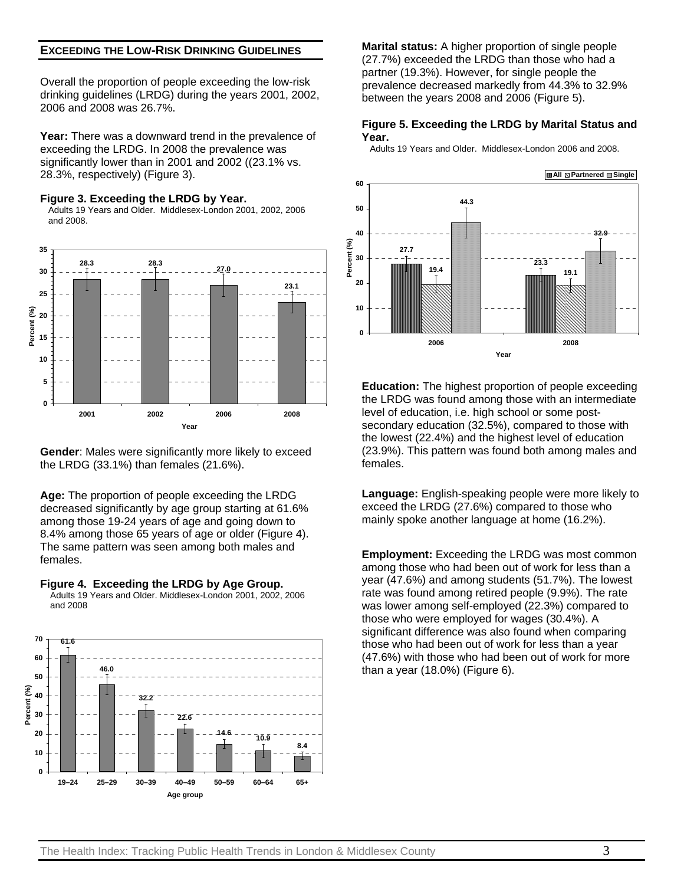## EXCEEDING THE LOW-RISK DRINKING GUIDELINES

Overall the proportion of people exceeding the low-risk drinking guidelines (LRDG) during the years 2001, 2002, 2006 and 2008 was 26.7%.

**Year:** There was a downward trend in the prevalence of exceeding the LRDG. In 2008 the prevalence was significantly lower than in 2001 and 2002 ((23.1% vs. 28.3%, respectively) (Figure 3).

**Figure 3. Exceeding the LRDG by Year.**
Adults 19 Years and Older. Middlesex-London 2001, 2002, 2006 and 2008.

| Year | Percent (%) |
|---|---|
| 2001 | 28.3 |
| 2002 | 28.3 |
| 2006 | 27.0 |
| 2008 | 23.1 |

**Gender**: Males were significantly more likely to exceed the LRDG (33.1%) than females (21.6%).

**Age:** The proportion of people exceeding the LRDG decreased significantly by age group starting at 61.6% among those 19-24 years of age and going down to 8.4% among those 65 years of age or older (Figure 4). The same pattern was seen among both males and females.

**Figure 4. Exceeding the LRDG by Age Group.**
Adults 19 Years and Older. Middlesex-London 2001, 2002, 2006 and 2008

| Age group | Percent (%) |
|---|---|
| 19–24 | 61.6 |
| 25–29 | 46.0 |
| 30–39 | 32.2 |
| 40–49 | 22.6 |
| 50–59 | 14.6 |
| 60–64 | 10.9 |
| 65+ | 8.4 |

**Marital status:** A higher proportion of single people (27.7%) exceeded the LRDG than those who had a partner (19.3%). However, for single people the prevalence decreased markedly from 44.3% to 32.9% between the years 2008 and 2006 (Figure 5).

**Figure 5. Exceeding the LRDG by Marital Status and Year.**
Adults 19 Years and Older. Middlesex-London 2006 and 2008.

| Year | All | Partnered | Single |
|---|---|---|---|
| 2006 | 27.7 | 19.4 | 44.3 |
| 2008 | 23.3 | 19.1 | 32.9 |

**Education:** The highest proportion of people exceeding the LRDG was found among those with an intermediate level of education, i.e. high school or some post-secondary education (32.5%), compared to those with the lowest (22.4%) and the highest level of education (23.9%). This pattern was found both among males and females.

**Language:** English-speaking people were more likely to exceed the LRDG (27.6%) compared to those who mainly spoke another language at home (16.2%).

**Employment:** Exceeding the LRDG was most common among those who had been out of work for less than a year (47.6%) and among students (51.7%). The lowest rate was found among retired people (9.9%). The rate was lower among self-employed (22.3%) compared to those who were employed for wages (30.4%). A significant difference was also found when comparing those who had been out of work for less than a year (47.6%) with those who had been out of work for more than a year (18.0%) (Figure 6).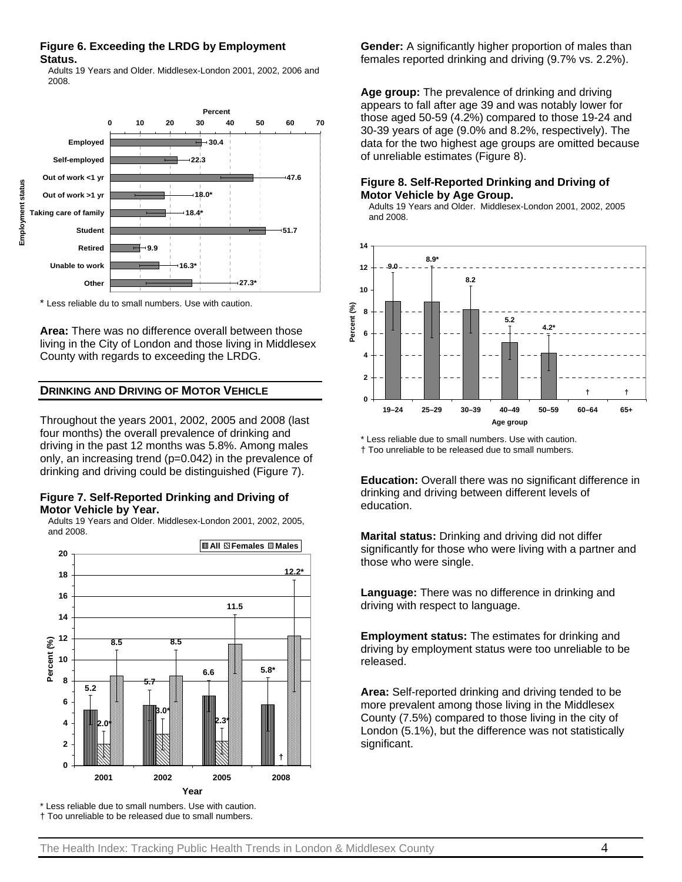**Figure 6. Exceeding the LRDG by Employment Status.**

Adults 19 Years and Older. Middlesex-London 2001, 2002, 2006 and 2008.

| Employment status | Percent |
|---|---|
| Employed | 30.4 |
| Self-employed | 22.3 |
| Out of work <1 yr | 47.6 |
| Out of work >1 yr | 18.0* |
| Taking care of family | 18.4* |
| Student | 51.7 |
| Retired | 9.9 |
| Unable to work | 16.3* |
| Other | 27.3* |

\* Less reliable du to small numbers. Use with caution.

**Area:** There was no difference overall between those living in the City of London and those living in Middlesex County with regards to exceeding the LRDG.

## DRINKING AND DRIVING OF MOTOR VEHICLE

Throughout the years 2001, 2002, 2005 and 2008 (last four months) the overall prevalence of drinking and driving in the past 12 months was 5.8%. Among males only, an increasing trend ($p=0.042$) in the prevalence of drinking and driving could be distinguished (Figure 7).

**Figure 7. Self-Reported Drinking and Driving of Motor Vehicle by Year.**

Adults 19 Years and Older. Middlesex-London 2001, 2002, 2005, and 2008.

| Year | All (%) | Females (%) | Males (%) |
|---|---|---|---|
| 2001 | 5.2 | 2.0* | 8.5 |
| 2002 | 5.7 | 3.0* | 8.5 |
| 2005 | 6.6 | 2.3* | 11.5 |
| 2008 | 5.8* | † | 12.2* |

\* Less reliable due to small numbers. Use with caution.
† Too unreliable to be released due to small numbers.

**Gender:** A significantly higher proportion of males than females reported drinking and driving (9.7% vs. 2.2%).

**Age group:** The prevalence of drinking and driving appears to fall after age 39 and was notably lower for those aged 50-59 (4.2%) compared to those 19-24 and 30-39 years of age (9.0% and 8.2%, respectively). The data for the two highest age groups are omitted because of unreliable estimates (Figure 8).

**Figure 8. Self-Reported Drinking and Driving of Motor Vehicle by Age Group.**

Adults 19 Years and Older. Middlesex-London 2001, 2002, 2005 and 2008.

| Age group | Percent (%) |
|---|---|
| 19–24 | 9.0 |
| 25–29 | 8.9* |
| 30–39 | 8.2 |
| 40–49 | 5.2 |
| 50–59 | 4.2* |
| 60–64 | † |
| 65+ | † |

\* Less reliable due to small numbers. Use with caution.
† Too unreliable to be released due to small numbers.

**Education:** Overall there was no significant difference in drinking and driving between different levels of education.

**Marital status:** Drinking and driving did not differ significantly for those who were living with a partner and those who were single.

**Language:** There was no difference in drinking and driving with respect to language.

**Employment status:** The estimates for drinking and driving by employment status were too unreliable to be released.

**Area:** Self-reported drinking and driving tended to be more prevalent among those living in the Middlesex County (7.5%) compared to those living in the city of London (5.1%), but the difference was not statistically significant.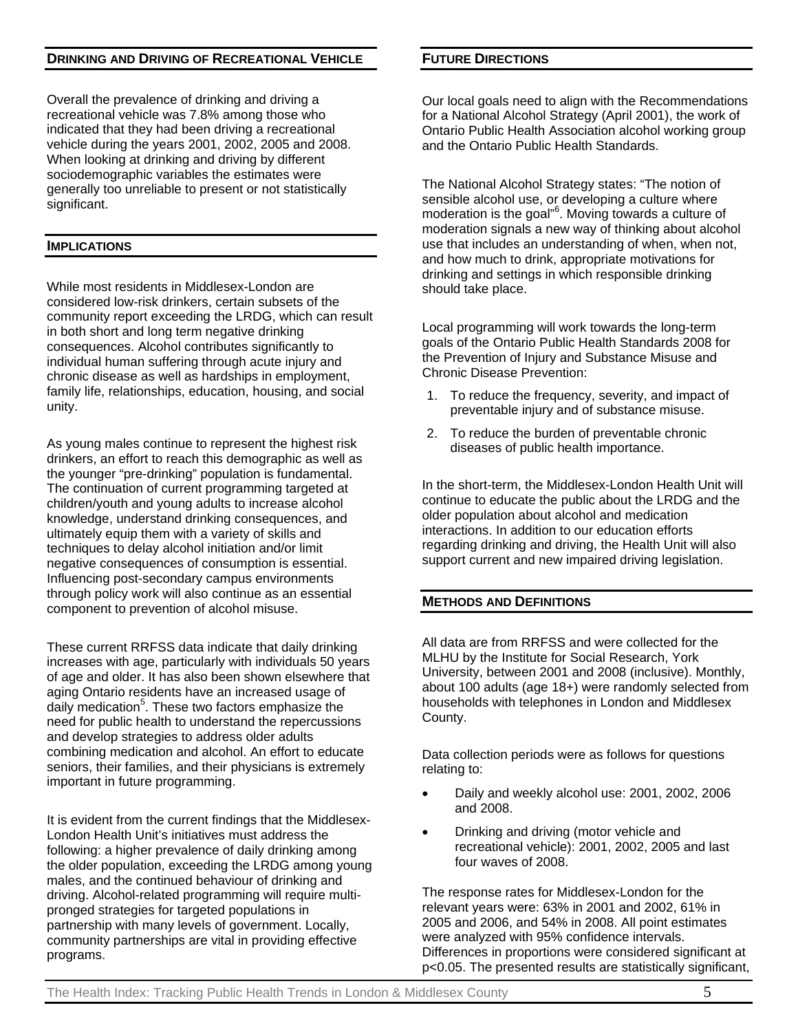## Drinking and Driving of Recreational Vehicle

Overall the prevalence of drinking and driving a recreational vehicle was 7.8% among those who indicated that they had been driving a recreational vehicle during the years 2001, 2002, 2005 and 2008. When looking at drinking and driving by different sociodemographic variables the estimates were generally too unreliable to present or not statistically significant.

## Implications

While most residents in Middlesex-London are considered low-risk drinkers, certain subsets of the community report exceeding the LRDG, which can result in both short and long term negative drinking consequences. Alcohol contributes significantly to individual human suffering through acute injury and chronic disease as well as hardships in employment, family life, relationships, education, housing, and social unity.

As young males continue to represent the highest risk drinkers, an effort to reach this demographic as well as the younger "pre-drinking" population is fundamental. The continuation of current programming targeted at children/youth and young adults to increase alcohol knowledge, understand drinking consequences, and ultimately equip them with a variety of skills and techniques to delay alcohol initiation and/or limit negative consequences of consumption is essential. Influencing post-secondary campus environments through policy work will also continue as an essential component to prevention of alcohol misuse.

These current RRFSS data indicate that daily drinking increases with age, particularly with individuals 50 years of age and older. It has also been shown elsewhere that aging Ontario residents have an increased usage of daily medication[5]. These two factors emphasize the need for public health to understand the repercussions and develop strategies to address older adults combining medication and alcohol. An effort to educate seniors, their families, and their physicians is extremely important in future programming.

It is evident from the current findings that the Middlesex-London Health Unit's initiatives must address the following: a higher prevalence of daily drinking among the older population, exceeding the LRDG among young males, and the continued behaviour of drinking and driving. Alcohol-related programming will require multi-pronged strategies for targeted populations in partnership with many levels of government. Locally, community partnerships are vital in providing effective programs.

## Future Directions

Our local goals need to align with the Recommendations for a National Alcohol Strategy (April 2001), the work of Ontario Public Health Association alcohol working group and the Ontario Public Health Standards.

The National Alcohol Strategy states: "The notion of sensible alcohol use, or developing a culture where moderation is the goal"[6]. Moving towards a culture of moderation signals a new way of thinking about alcohol use that includes an understanding of when, when not, and how much to drink, appropriate motivations for drinking and settings in which responsible drinking should take place.

Local programming will work towards the long-term goals of the Ontario Public Health Standards 2008 for the Prevention of Injury and Substance Misuse and Chronic Disease Prevention:

1. To reduce the frequency, severity, and impact of preventable injury and of substance misuse.
2. To reduce the burden of preventable chronic diseases of public health importance.

In the short-term, the Middlesex-London Health Unit will continue to educate the public about the LRDG and the older population about alcohol and medication interactions. In addition to our education efforts regarding drinking and driving, the Health Unit will also support current and new impaired driving legislation.

## Methods and Definitions

All data are from RRFSS and were collected for the MLHU by the Institute for Social Research, York University, between 2001 and 2008 (inclusive). Monthly, about 100 adults (age 18+) were randomly selected from households with telephones in London and Middlesex County.

Data collection periods were as follows for questions relating to:

- Daily and weekly alcohol use: 2001, 2002, 2006 and 2008.
- Drinking and driving (motor vehicle and recreational vehicle): 2001, 2002, 2005 and last four waves of 2008.

The response rates for Middlesex-London for the relevant years were: 63% in 2001 and 2002, 61% in 2005 and 2006, and 54% in 2008. All point estimates were analyzed with 95% confidence intervals. Differences in proportions were considered significant at $p<0.05$. The presented results are statistically significant,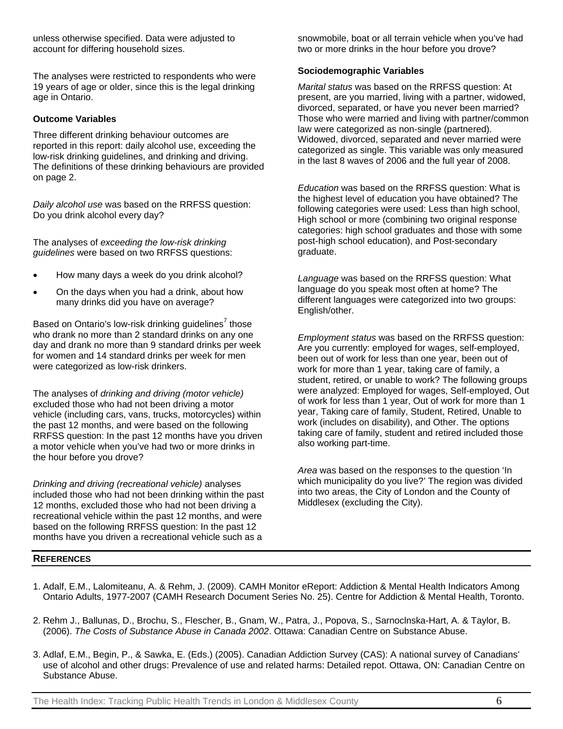unless otherwise specified. Data were adjusted to account for differing household sizes.

The analyses were restricted to respondents who were 19 years of age or older, since this is the legal drinking age in Ontario.

### Outcome Variables

Three different drinking behaviour outcomes are reported in this report: daily alcohol use, exceeding the low-risk drinking guidelines, and drinking and driving. The definitions of these drinking behaviours are provided on page 2.

*Daily alcohol use* was based on the RRFSS question: Do you drink alcohol every day?

The analyses of *exceeding the low-risk drinking guidelines* were based on two RRFSS questions:

- How many days a week do you drink alcohol?
- On the days when you had a drink, about how many drinks did you have on average?

Based on Ontario's low-risk drinking guidelines[7] those who drank no more than 2 standard drinks on any one day and drank no more than 9 standard drinks per week for women and 14 standard drinks per week for men were categorized as low-risk drinkers.

The analyses of *drinking and driving (motor vehicle)* excluded those who had not been driving a motor vehicle (including cars, vans, trucks, motorcycles) within the past 12 months, and were based on the following RRFSS question: In the past 12 months have you driven a motor vehicle when you've had two or more drinks in the hour before you drove?

*Drinking and driving (recreational vehicle)* analyses included those who had not been drinking within the past 12 months, excluded those who had not been driving a recreational vehicle within the past 12 months, and were based on the following RRFSS question: In the past 12 months have you driven a recreational vehicle such as a snowmobile, boat or all terrain vehicle when you've had two or more drinks in the hour before you drove?

### Sociodemographic Variables

*Marital status* was based on the RRFSS question: At present, are you married, living with a partner, widowed, divorced, separated, or have you never been married? Those who were married and living with partner/common law were categorized as non-single (partnered). Widowed, divorced, separated and never married were categorized as single. This variable was only measured in the last 8 waves of 2006 and the full year of 2008.

*Education* was based on the RRFSS question: What is the highest level of education you have obtained? The following categories were used: Less than high school, High school or more (combining two original response categories: high school graduates and those with some post-high school education), and Post-secondary graduate.

*Language* was based on the RRFSS question: What language do you speak most often at home? The different languages were categorized into two groups: English/other.

*Employment status* was based on the RRFSS question: Are you currently: employed for wages, self-employed, been out of work for less than one year, been out of work for more than 1 year, taking care of family, a student, retired, or unable to work? The following groups were analyzed: Employed for wages, Self-employed, Out of work for less than 1 year, Out of work for more than 1 year, Taking care of family, Student, Retired, Unable to work (includes on disability), and Other. The options taking care of family, student and retired included those also working part-time.

*Area* was based on the responses to the question 'In which municipality do you live?' The region was divided into two areas, the City of London and the County of Middlesex (excluding the City).

## REFERENCES

1. Adalf, E.M., Lalomiteanu, A. & Rehm, J. (2009). CAMH Monitor eReport: Addiction & Mental Health Indicators Among Ontario Adults, 1977-2007 (CAMH Research Document Series No. 25). Centre for Addiction & Mental Health, Toronto.
2. Rehm J., Ballunas, D., Brochu, S., Flescher, B., Gnam, W., Patra, J., Popova, S., Sarnoclnska-Hart, A. & Taylor, B. (2006). *The Costs of Substance Abuse in Canada 2002*. Ottawa: Canadian Centre on Substance Abuse.
3. Adlaf, E.M., Begin, P., & Sawka, E. (Eds.) (2005). Canadian Addiction Survey (CAS): A national survey of Canadians' use of alcohol and other drugs: Prevalence of use and related harms: Detailed repot. Ottawa, ON: Canadian Centre on Substance Abuse.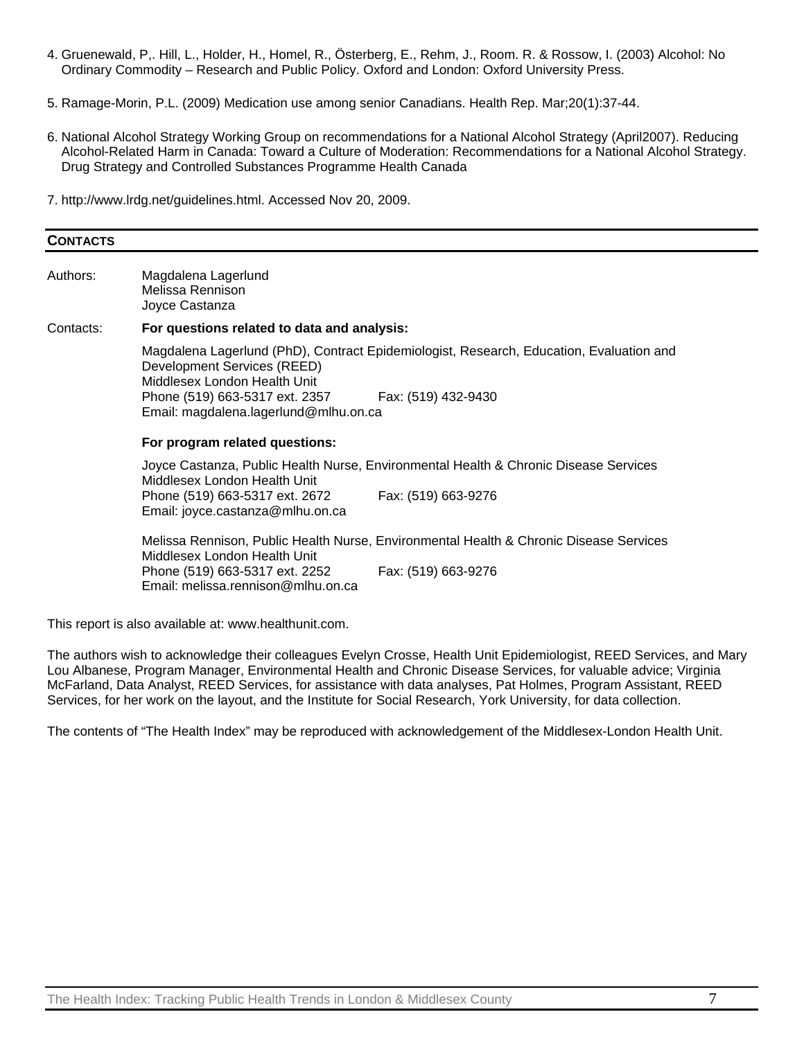4. Gruenewald, P,. Hill, L., Holder, H., Homel, R., Österberg, E., Rehm, J., Room. R. & Rossow, I. (2003) Alcohol: No Ordinary Commodity – Research and Public Policy. Oxford and London: Oxford University Press.

5. Ramage-Morin, P.L. (2009) Medication use among senior Canadians. Health Rep. Mar;20(1):37-44.

6. National Alcohol Strategy Working Group on recommendations for a National Alcohol Strategy (April2007). Reducing Alcohol-Related Harm in Canada: Toward a Culture of Moderation: Recommendations for a National Alcohol Strategy. Drug Strategy and Controlled Substances Programme Health Canada

7. http://www.lrdg.net/guidelines.html. Accessed Nov 20, 2009.

## CONTACTS

Authors: Magdalena Lagerlund
Melissa Rennison
Joyce Castanza

Contacts: **For questions related to data and analysis:**

Magdalena Lagerlund (PhD), Contract Epidemiologist, Research, Education, Evaluation and Development Services (REED)
Middlesex London Health Unit
Phone (519) 663-5317 ext. 2357 Fax: (519) 432-9430
Email: magdalena.lagerlund@mlhu.on.ca

**For program related questions:**

Joyce Castanza, Public Health Nurse, Environmental Health & Chronic Disease Services
Middlesex London Health Unit
Phone (519) 663-5317 ext. 2672 Fax: (519) 663-9276
Email: joyce.castanza@mlhu.on.ca

Melissa Rennison, Public Health Nurse, Environmental Health & Chronic Disease Services
Middlesex London Health Unit
Phone (519) 663-5317 ext. 2252 Fax: (519) 663-9276
Email: melissa.rennison@mlhu.on.ca

This report is also available at: www.healthunit.com.

The authors wish to acknowledge their colleagues Evelyn Crosse, Health Unit Epidemiologist, REED Services, and Mary Lou Albanese, Program Manager, Environmental Health and Chronic Disease Services, for valuable advice; Virginia McFarland, Data Analyst, REED Services, for assistance with data analyses, Pat Holmes, Program Assistant, REED Services, for her work on the layout, and the Institute for Social Research, York University, for data collection.

The contents of "The Health Index" may be reproduced with acknowledgement of the Middlesex-London Health Unit.